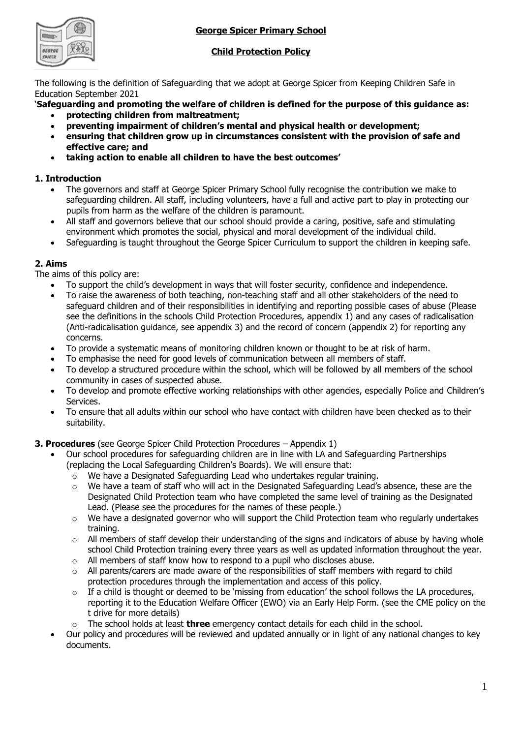# George Spicer Primary School

## Child Protection Policy

The following is the definition of Safeguarding that we adopt at George Spicer from Keeping Children Safe in Education September 2021

**'Safeguarding and promoting the welfare of children is defined for the purpose of this guidance as:**

- **protecting children from maltreatment;**
- **preventing impairment of children's mental and physical health or development;**
- **ensuring that children grow up in circumstances consistent with the provision of safe and effective care; and**
- **taking action to enable all children to have the best outcomes'**

### 1. Introduction

- The governors and staff at George Spicer Primary School fully recognise the contribution we make to safeguarding children. All staff, including volunteers, have a full and active part to play in protecting our pupils from harm as the welfare of the children is paramount.
- All staff and governors believe that our school should provide a caring, positive, safe and stimulating environment which promotes the social, physical and moral development of the individual child.
- Safeguarding is taught throughout the George Spicer Curriculum to support the children in keeping safe.

### 2. Aims

The aims of this policy are:

- To support the child's development in ways that will foster security, confidence and independence.
- To raise the awareness of both teaching, non-teaching staff and all other stakeholders of the need to safeguard children and of their responsibilities in identifying and reporting possible cases of abuse (Please see the definitions in the schools Child Protection Procedures, appendix 1) and any cases of radicalisation (Anti-radicalisation guidance, see appendix 3) and the record of concern (appendix 2) for reporting any concerns.
- To provide a systematic means of monitoring children known or thought to be at risk of harm.
- To emphasise the need for good levels of communication between all members of staff.
- To develop a structured procedure within the school, which will be followed by all members of the school community in cases of suspected abuse.
- To develop and promote effective working relationships with other agencies, especially Police and Children's Services.
- To ensure that all adults within our school who have contact with children have been checked as to their suitability.

### 3. Procedures (see George Spicer Child Protection Procedures – Appendix 1)

- Our school procedures for safeguarding children are in line with LA and Safeguarding Partnerships (replacing the Local Safeguarding Children's Boards). We will ensure that:
  - We have a Designated Safeguarding Lead who undertakes regular training.
  - We have a team of staff who will act in the Designated Safeguarding Lead's absence, these are the Designated Child Protection team who have completed the same level of training as the Designated Lead. (Please see the procedures for the names of these people.)
  - We have a designated governor who will support the Child Protection team who regularly undertakes training.
  - All members of staff develop their understanding of the signs and indicators of abuse by having whole school Child Protection training every three years as well as updated information throughout the year.
  - All members of staff know how to respond to a pupil who discloses abuse.
  - All parents/carers are made aware of the responsibilities of staff members with regard to child protection procedures through the implementation and access of this policy.
  - If a child is thought or deemed to be 'missing from education' the school follows the LA procedures, reporting it to the Education Welfare Officer (EWO) via an Early Help Form. (see the CME policy on the t drive for more details)
  - The school holds at least **three** emergency contact details for each child in the school.
- Our policy and procedures will be reviewed and updated annually or in light of any national changes to key documents.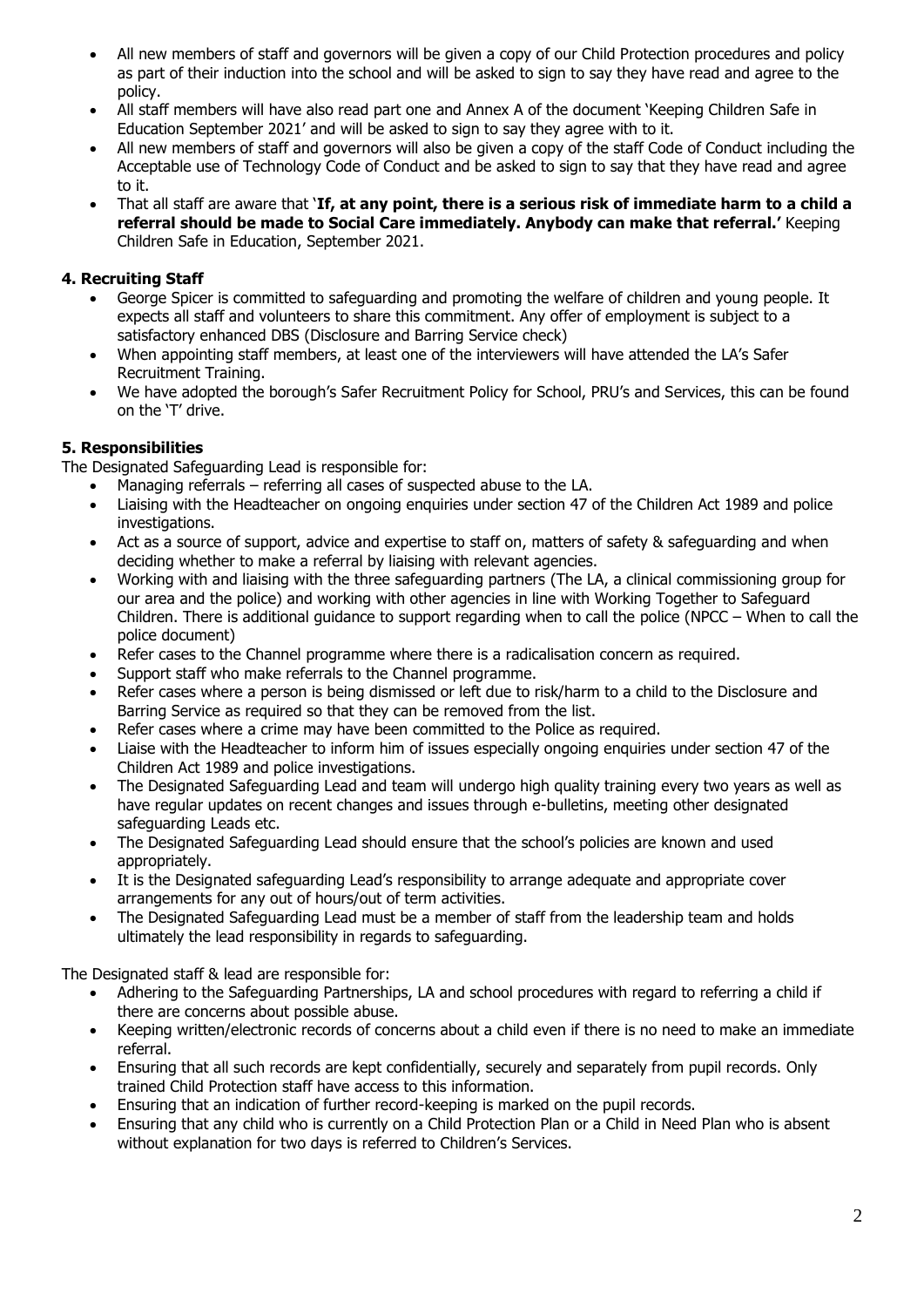- All new members of staff and governors will be given a copy of our Child Protection procedures and policy as part of their induction into the school and will be asked to sign to say they have read and agree to the policy.
- All staff members will have also read part one and Annex A of the document 'Keeping Children Safe in Education September 2021' and will be asked to sign to say they agree with to it.
- All new members of staff and governors will also be given a copy of the staff Code of Conduct including the Acceptable use of Technology Code of Conduct and be asked to sign to say that they have read and agree to it.
- That all staff are aware that '**If, at any point, there is a serious risk of immediate harm to a child a referral should be made to Social Care immediately. Anybody can make that referral.'** Keeping Children Safe in Education, September 2021.

### 4. Recruiting Staff

- George Spicer is committed to safeguarding and promoting the welfare of children and young people. It expects all staff and volunteers to share this commitment. Any offer of employment is subject to a satisfactory enhanced DBS (Disclosure and Barring Service check)
- When appointing staff members, at least one of the interviewers will have attended the LA's Safer Recruitment Training.
- We have adopted the borough's Safer Recruitment Policy for School, PRU's and Services, this can be found on the 'T' drive.

### 5. Responsibilities

The Designated Safeguarding Lead is responsible for:

- Managing referrals – referring all cases of suspected abuse to the LA.
- Liaising with the Headteacher on ongoing enquiries under section 47 of the Children Act 1989 and police investigations.
- Act as a source of support, advice and expertise to staff on, matters of safety & safeguarding and when deciding whether to make a referral by liaising with relevant agencies.
- Working with and liaising with the three safeguarding partners (The LA, a clinical commissioning group for our area and the police) and working with other agencies in line with Working Together to Safeguard Children. There is additional guidance to support regarding when to call the police (NPCC – When to call the police document)
- Refer cases to the Channel programme where there is a radicalisation concern as required.
- Support staff who make referrals to the Channel programme.
- Refer cases where a person is being dismissed or left due to risk/harm to a child to the Disclosure and Barring Service as required so that they can be removed from the list.
- Refer cases where a crime may have been committed to the Police as required.
- Liaise with the Headteacher to inform him of issues especially ongoing enquiries under section 47 of the Children Act 1989 and police investigations.
- The Designated Safeguarding Lead and team will undergo high quality training every two years as well as have regular updates on recent changes and issues through e-bulletins, meeting other designated safeguarding Leads etc.
- The Designated Safeguarding Lead should ensure that the school's policies are known and used appropriately.
- It is the Designated safeguarding Lead's responsibility to arrange adequate and appropriate cover arrangements for any out of hours/out of term activities.
- The Designated Safeguarding Lead must be a member of staff from the leadership team and holds ultimately the lead responsibility in regards to safeguarding.

The Designated staff & lead are responsible for:

- Adhering to the Safeguarding Partnerships, LA and school procedures with regard to referring a child if there are concerns about possible abuse.
- Keeping written/electronic records of concerns about a child even if there is no need to make an immediate referral.
- Ensuring that all such records are kept confidentially, securely and separately from pupil records. Only trained Child Protection staff have access to this information.
- Ensuring that an indication of further record-keeping is marked on the pupil records.
- Ensuring that any child who is currently on a Child Protection Plan or a Child in Need Plan who is absent without explanation for two days is referred to Children's Services.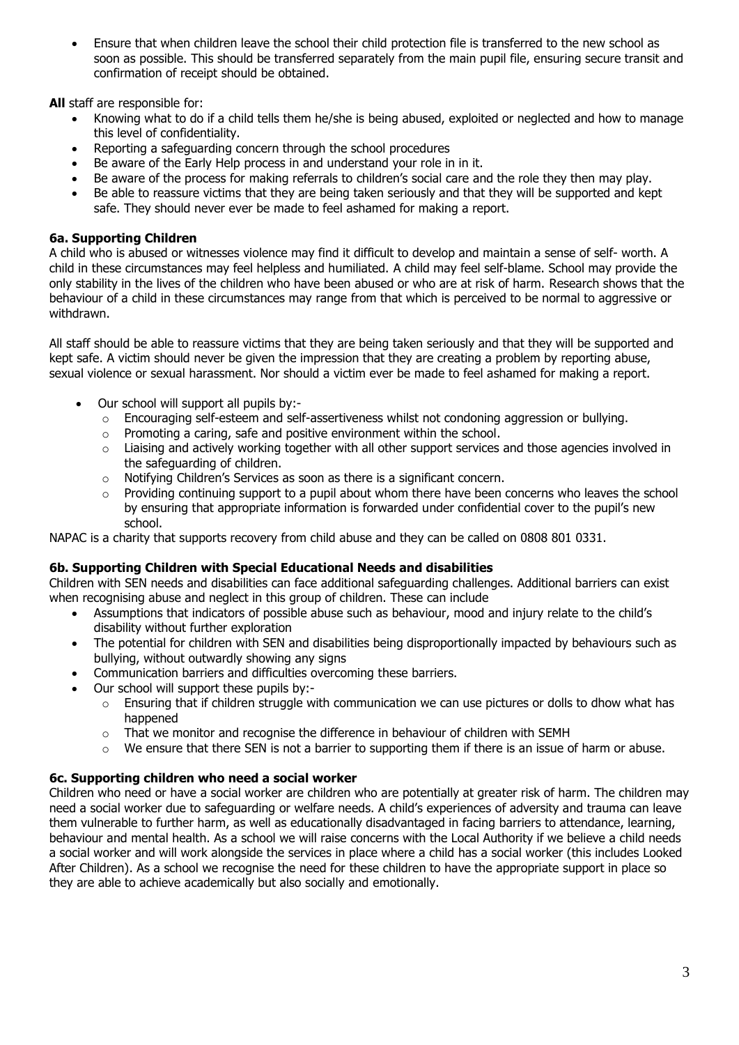- Ensure that when children leave the school their child protection file is transferred to the new school as soon as possible. This should be transferred separately from the main pupil file, ensuring secure transit and confirmation of receipt should be obtained.

**All** staff are responsible for:

- Knowing what to do if a child tells them he/she is being abused, exploited or neglected and how to manage this level of confidentiality.
- Reporting a safeguarding concern through the school procedures
- Be aware of the Early Help process in and understand your role in in it.
- Be aware of the process for making referrals to children's social care and the role they then may play.
- Be able to reassure victims that they are being taken seriously and that they will be supported and kept safe. They should never ever be made to feel ashamed for making a report.

### 6a. Supporting Children

A child who is abused or witnesses violence may find it difficult to develop and maintain a sense of self- worth. A child in these circumstances may feel helpless and humiliated. A child may feel self-blame. School may provide the only stability in the lives of the children who have been abused or who are at risk of harm. Research shows that the behaviour of a child in these circumstances may range from that which is perceived to be normal to aggressive or withdrawn.

All staff should be able to reassure victims that they are being taken seriously and that they will be supported and kept safe. A victim should never be given the impression that they are creating a problem by reporting abuse, sexual violence or sexual harassment. Nor should a victim ever be made to feel ashamed for making a report.

- Our school will support all pupils by:-
  - Encouraging self-esteem and self-assertiveness whilst not condoning aggression or bullying.
  - Promoting a caring, safe and positive environment within the school.
  - Liaising and actively working together with all other support services and those agencies involved in the safeguarding of children.
  - Notifying Children's Services as soon as there is a significant concern.
  - Providing continuing support to a pupil about whom there have been concerns who leaves the school by ensuring that appropriate information is forwarded under confidential cover to the pupil's new school.

NAPAC is a charity that supports recovery from child abuse and they can be called on 0808 801 0331.

### 6b. Supporting Children with Special Educational Needs and disabilities

Children with SEN needs and disabilities can face additional safeguarding challenges. Additional barriers can exist when recognising abuse and neglect in this group of children. These can include

- Assumptions that indicators of possible abuse such as behaviour, mood and injury relate to the child's disability without further exploration
- The potential for children with SEN and disabilities being disproportionally impacted by behaviours such as bullying, without outwardly showing any signs
- Communication barriers and difficulties overcoming these barriers.
- Our school will support these pupils by:-
  - Ensuring that if children struggle with communication we can use pictures or dolls to dhow what has happened
  - That we monitor and recognise the difference in behaviour of children with SEMH
  - We ensure that there SEN is not a barrier to supporting them if there is an issue of harm or abuse.

### 6c. Supporting children who need a social worker

Children who need or have a social worker are children who are potentially at greater risk of harm. The children may need a social worker due to safeguarding or welfare needs. A child's experiences of adversity and trauma can leave them vulnerable to further harm, as well as educationally disadvantaged in facing barriers to attendance, learning, behaviour and mental health. As a school we will raise concerns with the Local Authority if we believe a child needs a social worker and will work alongside the services in place where a child has a social worker (this includes Looked After Children). As a school we recognise the need for these children to have the appropriate support in place so they are able to achieve academically but also socially and emotionally.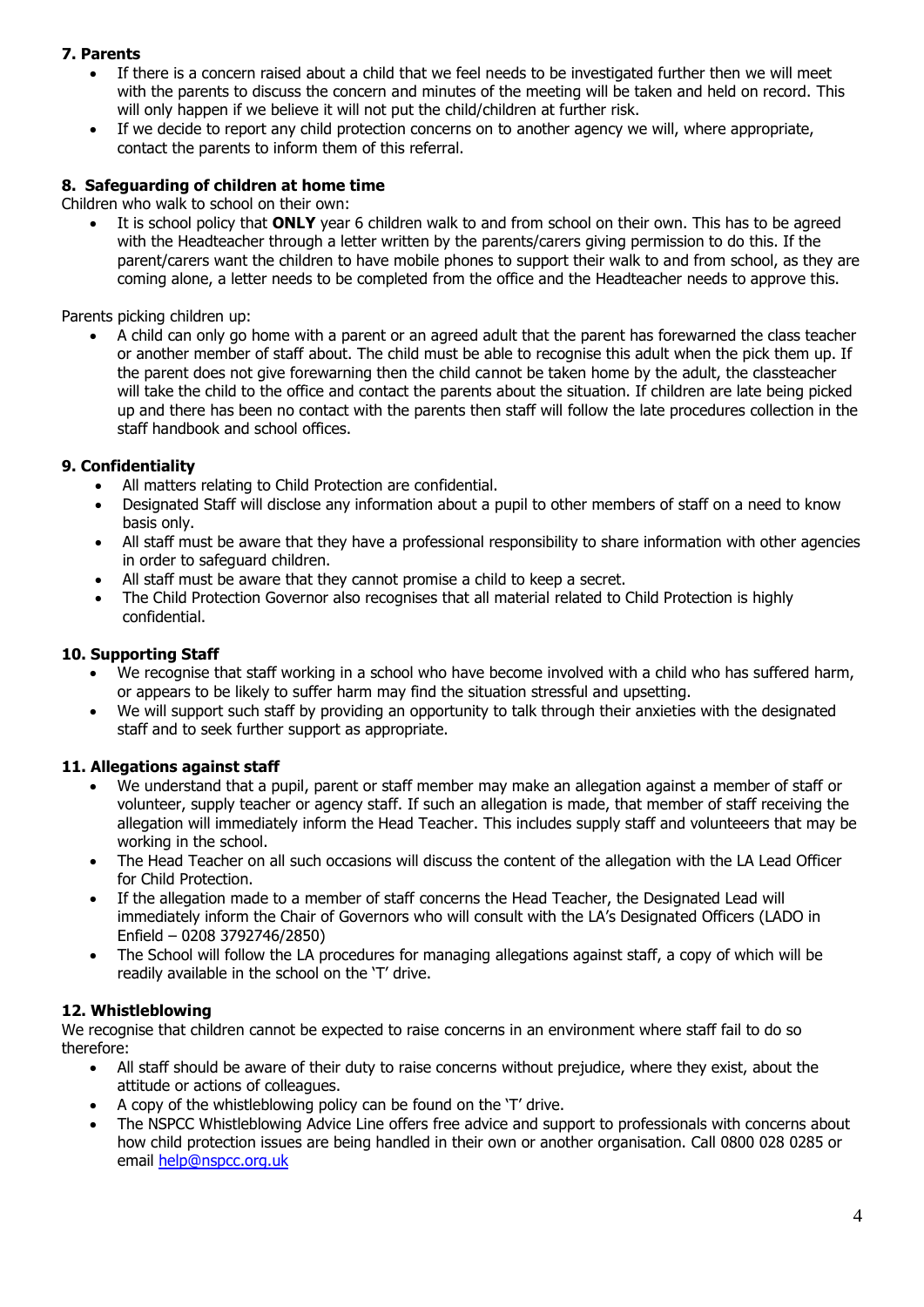## 7. Parents

- If there is a concern raised about a child that we feel needs to be investigated further then we will meet with the parents to discuss the concern and minutes of the meeting will be taken and held on record. This will only happen if we believe it will not put the child/children at further risk.
- If we decide to report any child protection concerns on to another agency we will, where appropriate, contact the parents to inform them of this referral.

## 8. Safeguarding of children at home time

Children who walk to school on their own:

- It is school policy that **ONLY** year 6 children walk to and from school on their own. This has to be agreed with the Headteacher through a letter written by the parents/carers giving permission to do this. If the parent/carers want the children to have mobile phones to support their walk to and from school, as they are coming alone, a letter needs to be completed from the office and the Headteacher needs to approve this.

Parents picking children up:

- A child can only go home with a parent or an agreed adult that the parent has forewarned the class teacher or another member of staff about. The child must be able to recognise this adult when the pick them up. If the parent does not give forewarning then the child cannot be taken home by the adult, the classteacher will take the child to the office and contact the parents about the situation. If children are late being picked up and there has been no contact with the parents then staff will follow the late procedures collection in the staff handbook and school offices.

## 9. Confidentiality

- All matters relating to Child Protection are confidential.
- Designated Staff will disclose any information about a pupil to other members of staff on a need to know basis only.
- All staff must be aware that they have a professional responsibility to share information with other agencies in order to safeguard children.
- All staff must be aware that they cannot promise a child to keep a secret.
- The Child Protection Governor also recognises that all material related to Child Protection is highly confidential.

## 10. Supporting Staff

- We recognise that staff working in a school who have become involved with a child who has suffered harm, or appears to be likely to suffer harm may find the situation stressful and upsetting.
- We will support such staff by providing an opportunity to talk through their anxieties with the designated staff and to seek further support as appropriate.

## 11. Allegations against staff

- We understand that a pupil, parent or staff member may make an allegation against a member of staff or volunteer, supply teacher or agency staff. If such an allegation is made, that member of staff receiving the allegation will immediately inform the Head Teacher. This includes supply staff and volunteeers that may be working in the school.
- The Head Teacher on all such occasions will discuss the content of the allegation with the LA Lead Officer for Child Protection.
- If the allegation made to a member of staff concerns the Head Teacher, the Designated Lead will immediately inform the Chair of Governors who will consult with the LA's Designated Officers (LADO in Enfield – 0208 3792746/2850)
- The School will follow the LA procedures for managing allegations against staff, a copy of which will be readily available in the school on the 'T' drive.

## 12. Whistleblowing

We recognise that children cannot be expected to raise concerns in an environment where staff fail to do so therefore:

- All staff should be aware of their duty to raise concerns without prejudice, where they exist, about the attitude or actions of colleagues.
- A copy of the whistleblowing policy can be found on the 'T' drive.
- The NSPCC Whistleblowing Advice Line offers free advice and support to professionals with concerns about how child protection issues are being handled in their own or another organisation. Call 0800 028 0285 or email help@nspcc.org.uk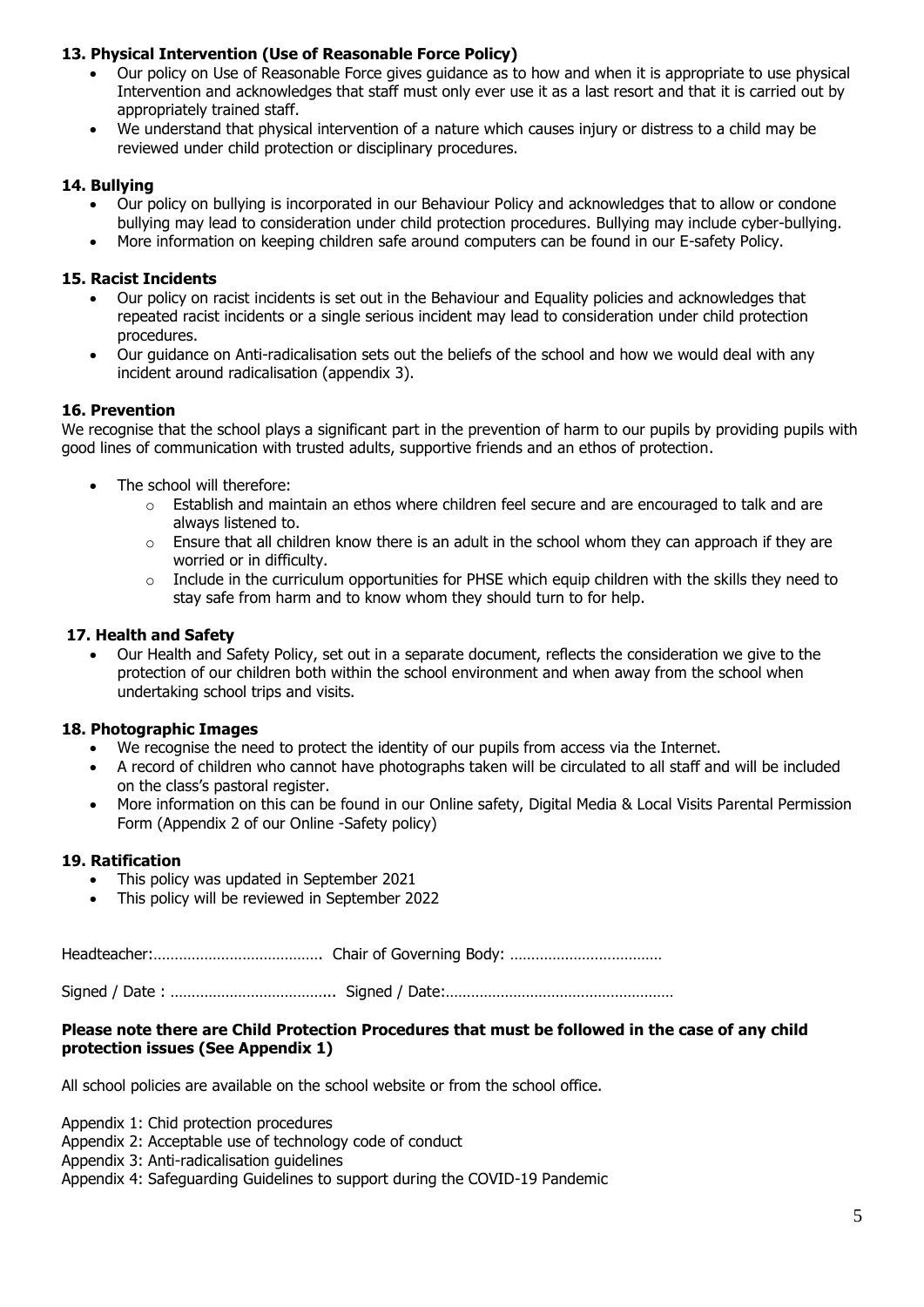### 13. Physical Intervention (Use of Reasonable Force Policy)

- Our policy on Use of Reasonable Force gives guidance as to how and when it is appropriate to use physical Intervention and acknowledges that staff must only ever use it as a last resort and that it is carried out by appropriately trained staff.
- We understand that physical intervention of a nature which causes injury or distress to a child may be reviewed under child protection or disciplinary procedures.

### 14. Bullying

- Our policy on bullying is incorporated in our Behaviour Policy and acknowledges that to allow or condone bullying may lead to consideration under child protection procedures. Bullying may include cyber-bullying.
- More information on keeping children safe around computers can be found in our E-safety Policy.

### 15. Racist Incidents

- Our policy on racist incidents is set out in the Behaviour and Equality policies and acknowledges that repeated racist incidents or a single serious incident may lead to consideration under child protection procedures.
- Our guidance on Anti-radicalisation sets out the beliefs of the school and how we would deal with any incident around radicalisation (appendix 3).

### 16. Prevention

We recognise that the school plays a significant part in the prevention of harm to our pupils by providing pupils with good lines of communication with trusted adults, supportive friends and an ethos of protection.

- The school will therefore:
  - Establish and maintain an ethos where children feel secure and are encouraged to talk and are always listened to.
  - Ensure that all children know there is an adult in the school whom they can approach if they are worried or in difficulty.
  - Include in the curriculum opportunities for PHSE which equip children with the skills they need to stay safe from harm and to know whom they should turn to for help.

### 17. Health and Safety

- Our Health and Safety Policy, set out in a separate document, reflects the consideration we give to the protection of our children both within the school environment and when away from the school when undertaking school trips and visits.

### 18. Photographic Images

- We recognise the need to protect the identity of our pupils from access via the Internet.
- A record of children who cannot have photographs taken will be circulated to all staff and will be included on the class's pastoral register.
- More information on this can be found in our Online safety, Digital Media & Local Visits Parental Permission Form (Appendix 2 of our Online -Safety policy)

### 19. Ratification

- This policy was updated in September 2021
- This policy will be reviewed in September 2022

Headteacher:…………………………………. Chair of Governing Body: ………………………………

Signed / Date : ……………………………….. Signed / Date:………………………………………………

**Please note there are Child Protection Procedures that must be followed in the case of any child protection issues (See Appendix 1)**

All school policies are available on the school website or from the school office.

Appendix 1: Chid protection procedures
Appendix 2: Acceptable use of technology code of conduct
Appendix 3: Anti-radicalisation guidelines
Appendix 4: Safeguarding Guidelines to support during the COVID-19 Pandemic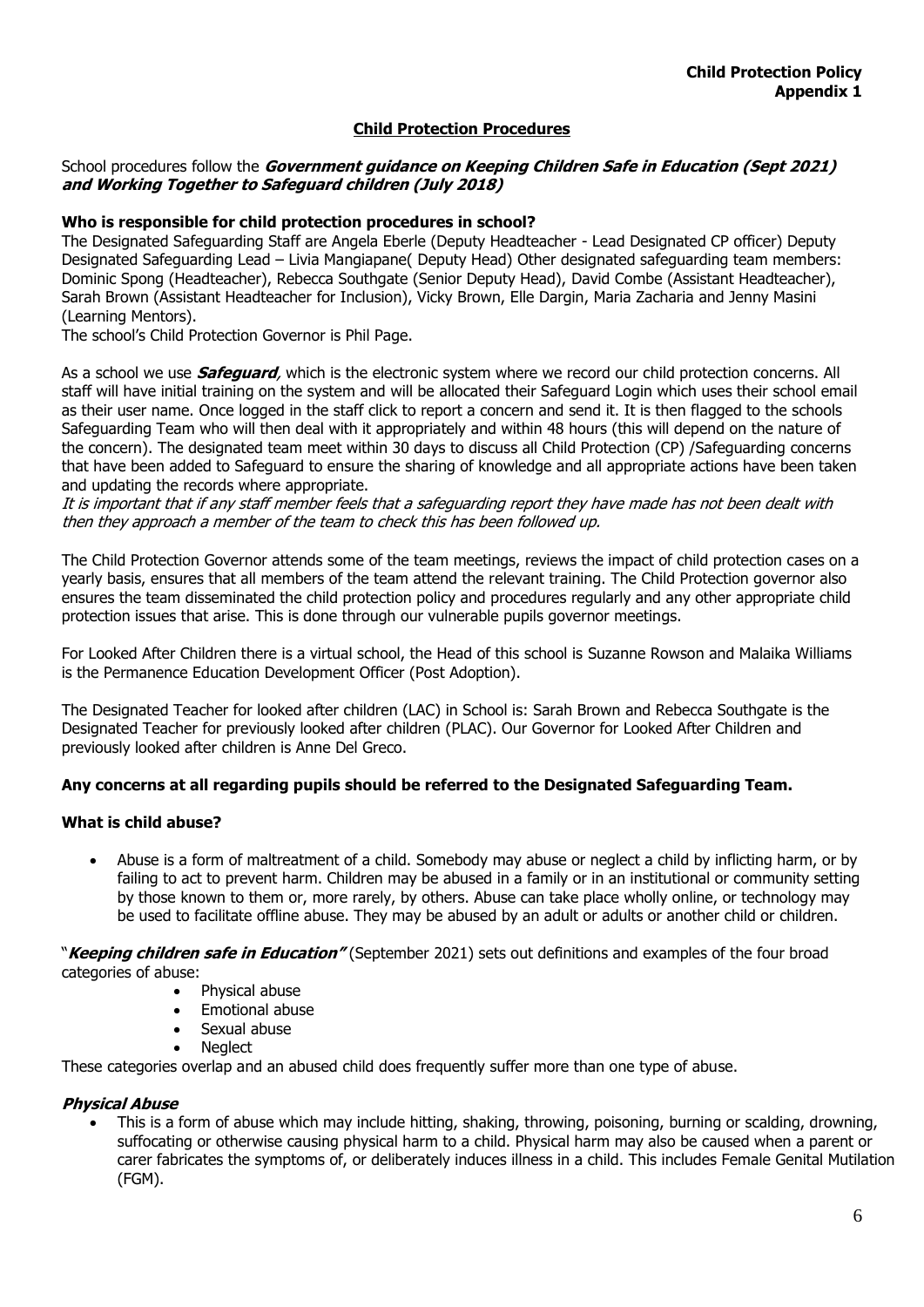**Child Protection Policy**
**Appendix 1**

## Child Protection Procedures

School procedures follow the ***Government guidance on Keeping Children Safe in Education (Sept 2021) and Working Together to Safeguard children (July 2018)***

### Who is responsible for child protection procedures in school?

The Designated Safeguarding Staff are Angela Eberle (Deputy Headteacher - Lead Designated CP officer) Deputy Designated Safeguarding Lead – Livia Mangiapane( Deputy Head) Other designated safeguarding team members: Dominic Spong (Headteacher), Rebecca Southgate (Senior Deputy Head), David Combe (Assistant Headteacher), Sarah Brown (Assistant Headteacher for Inclusion), Vicky Brown, Elle Dargin, Maria Zacharia and Jenny Masini (Learning Mentors).

The school's Child Protection Governor is Phil Page.

As a school we use ***Safeguard***, which is the electronic system where we record our child protection concerns. All staff will have initial training on the system and will be allocated their Safeguard Login which uses their school email as their user name. Once logged in the staff click to report a concern and send it. It is then flagged to the schools Safeguarding Team who will then deal with it appropriately and within 48 hours (this will depend on the nature of the concern). The designated team meet within 30 days to discuss all Child Protection (CP) /Safeguarding concerns that have been added to Safeguard to ensure the sharing of knowledge and all appropriate actions have been taken and updating the records where appropriate.

*It is important that if any staff member feels that a safeguarding report they have made has not been dealt with then they approach a member of the team to check this has been followed up.*

The Child Protection Governor attends some of the team meetings, reviews the impact of child protection cases on a yearly basis, ensures that all members of the team attend the relevant training. The Child Protection governor also ensures the team disseminated the child protection policy and procedures regularly and any other appropriate child protection issues that arise. This is done through our vulnerable pupils governor meetings.

For Looked After Children there is a virtual school, the Head of this school is Suzanne Rowson and Malaika Williams is the Permanence Education Development Officer (Post Adoption).

The Designated Teacher for looked after children (LAC) in School is: Sarah Brown and Rebecca Southgate is the Designated Teacher for previously looked after children (PLAC). Our Governor for Looked After Children and previously looked after children is Anne Del Greco.

**Any concerns at all regarding pupils should be referred to the Designated Safeguarding Team.**

### What is child abuse?

- Abuse is a form of maltreatment of a child. Somebody may abuse or neglect a child by inflicting harm, or by failing to act to prevent harm. Children may be abused in a family or in an institutional or community setting by those known to them or, more rarely, by others. Abuse can take place wholly online, or technology may be used to facilitate offline abuse. They may be abused by an adult or adults or another child or children.

"***Keeping children safe in Education"*** (September 2021) sets out definitions and examples of the four broad categories of abuse:

- Physical abuse
- Emotional abuse
- Sexual abuse
- Neglect

These categories overlap and an abused child does frequently suffer more than one type of abuse.

#### *Physical Abuse*

- This is a form of abuse which may include hitting, shaking, throwing, poisoning, burning or scalding, drowning, suffocating or otherwise causing physical harm to a child. Physical harm may also be caused when a parent or carer fabricates the symptoms of, or deliberately induces illness in a child. This includes Female Genital Mutilation (FGM).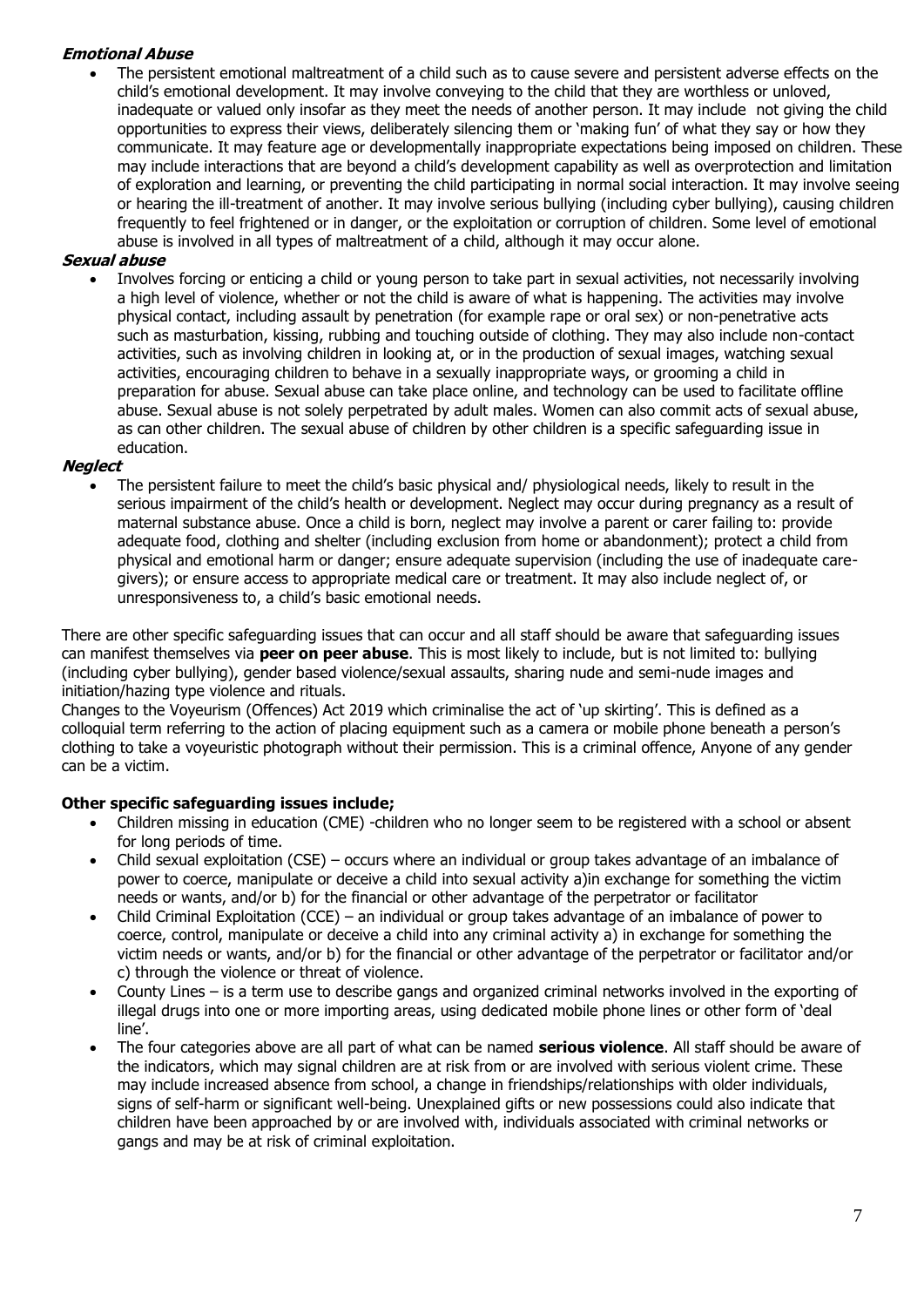***Emotional Abuse***

- The persistent emotional maltreatment of a child such as to cause severe and persistent adverse effects on the child's emotional development. It may involve conveying to the child that they are worthless or unloved, inadequate or valued only insofar as they meet the needs of another person. It may include not giving the child opportunities to express their views, deliberately silencing them or 'making fun' of what they say or how they communicate. It may feature age or developmentally inappropriate expectations being imposed on children. These may include interactions that are beyond a child's development capability as well as overprotection and limitation of exploration and learning, or preventing the child participating in normal social interaction. It may involve seeing or hearing the ill-treatment of another. It may involve serious bullying (including cyber bullying), causing children frequently to feel frightened or in danger, or the exploitation or corruption of children. Some level of emotional abuse is involved in all types of maltreatment of a child, although it may occur alone.

***Sexual abuse***

- Involves forcing or enticing a child or young person to take part in sexual activities, not necessarily involving a high level of violence, whether or not the child is aware of what is happening. The activities may involve physical contact, including assault by penetration (for example rape or oral sex) or non-penetrative acts such as masturbation, kissing, rubbing and touching outside of clothing. They may also include non-contact activities, such as involving children in looking at, or in the production of sexual images, watching sexual activities, encouraging children to behave in a sexually inappropriate ways, or grooming a child in preparation for abuse. Sexual abuse can take place online, and technology can be used to facilitate offline abuse. Sexual abuse is not solely perpetrated by adult males. Women can also commit acts of sexual abuse, as can other children. The sexual abuse of children by other children is a specific safeguarding issue in education.

***Neglect***

- The persistent failure to meet the child's basic physical and/ physiological needs, likely to result in the serious impairment of the child's health or development. Neglect may occur during pregnancy as a result of maternal substance abuse. Once a child is born, neglect may involve a parent or carer failing to: provide adequate food, clothing and shelter (including exclusion from home or abandonment); protect a child from physical and emotional harm or danger; ensure adequate supervision (including the use of inadequate care-givers); or ensure access to appropriate medical care or treatment. It may also include neglect of, or unresponsiveness to, a child's basic emotional needs.

There are other specific safeguarding issues that can occur and all staff should be aware that safeguarding issues can manifest themselves via **peer on peer abuse**. This is most likely to include, but is not limited to: bullying (including cyber bullying), gender based violence/sexual assaults, sharing nude and semi-nude images and initiation/hazing type violence and rituals.
Changes to the Voyeurism (Offences) Act 2019 which criminalise the act of 'up skirting'. This is defined as a colloquial term referring to the action of placing equipment such as a camera or mobile phone beneath a person's clothing to take a voyeuristic photograph without their permission. This is a criminal offence, Anyone of any gender can be a victim.

**Other specific safeguarding issues include;**

- Children missing in education (CME) -children who no longer seem to be registered with a school or absent for long periods of time.
- Child sexual exploitation (CSE) – occurs where an individual or group takes advantage of an imbalance of power to coerce, manipulate or deceive a child into sexual activity a)in exchange for something the victim needs or wants, and/or b) for the financial or other advantage of the perpetrator or facilitator
- Child Criminal Exploitation (CCE) – an individual or group takes advantage of an imbalance of power to coerce, control, manipulate or deceive a child into any criminal activity a) in exchange for something the victim needs or wants, and/or b) for the financial or other advantage of the perpetrator or facilitator and/or c) through the violence or threat of violence.
- County Lines – is a term use to describe gangs and organized criminal networks involved in the exporting of illegal drugs into one or more importing areas, using dedicated mobile phone lines or other form of 'deal line'.
- The four categories above are all part of what can be named **serious violence**. All staff should be aware of the indicators, which may signal children are at risk from or are involved with serious violent crime. These may include increased absence from school, a change in friendships/relationships with older individuals, signs of self-harm or significant well-being. Unexplained gifts or new possessions could also indicate that children have been approached by or are involved with, individuals associated with criminal networks or gangs and may be at risk of criminal exploitation.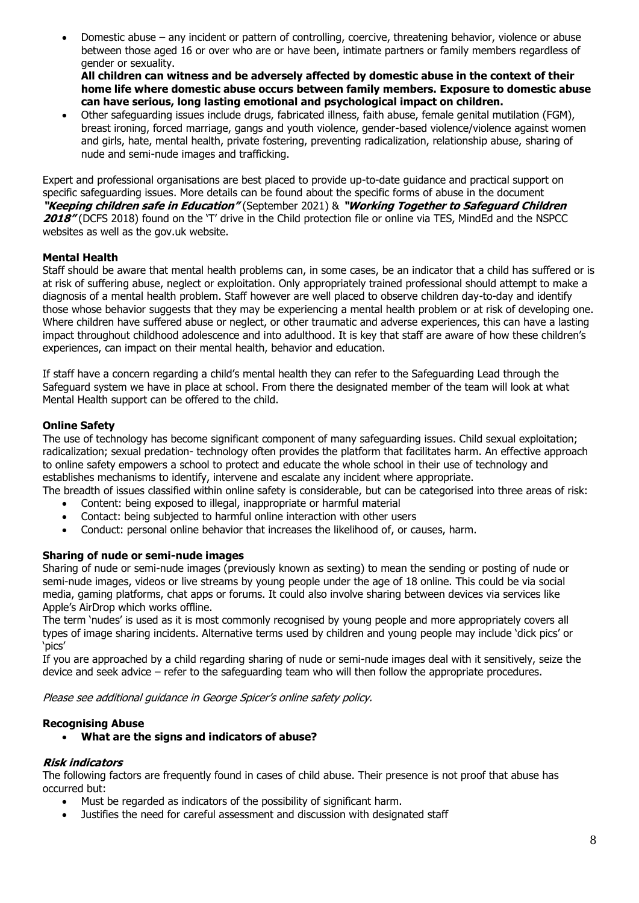- Domestic abuse – any incident or pattern of controlling, coercive, threatening behavior, violence or abuse between those aged 16 or over who are or have been, intimate partners or family members regardless of gender or sexuality.
  **All children can witness and be adversely affected by domestic abuse in the context of their home life where domestic abuse occurs between family members. Exposure to domestic abuse can have serious, long lasting emotional and psychological impact on children.**
- Other safeguarding issues include drugs, fabricated illness, faith abuse, female genital mutilation (FGM), breast ironing, forced marriage, gangs and youth violence, gender-based violence/violence against women and girls, hate, mental health, private fostering, preventing radicalization, relationship abuse, sharing of nude and semi-nude images and trafficking.

Expert and professional organisations are best placed to provide up-to-date guidance and practical support on specific safeguarding issues. More details can be found about the specific forms of abuse in the document ***"Keeping children safe in Education"*** (September 2021) & ***"Working Together to Safeguard Children 2018"*** (DCFS 2018) found on the 'T' drive in the Child protection file or online via TES, MindEd and the NSPCC websites as well as the gov.uk website.

**Mental Health**

Staff should be aware that mental health problems can, in some cases, be an indicator that a child has suffered or is at risk of suffering abuse, neglect or exploitation. Only appropriately trained professional should attempt to make a diagnosis of a mental health problem. Staff however are well placed to observe children day-to-day and identify those whose behavior suggests that they may be experiencing a mental health problem or at risk of developing one. Where children have suffered abuse or neglect, or other traumatic and adverse experiences, this can have a lasting impact throughout childhood adolescence and into adulthood. It is key that staff are aware of how these children's experiences, can impact on their mental health, behavior and education.

If staff have a concern regarding a child's mental health they can refer to the Safeguarding Lead through the Safeguard system we have in place at school. From there the designated member of the team will look at what Mental Health support can be offered to the child.

**Online Safety**

The use of technology has become significant component of many safeguarding issues. Child sexual exploitation; radicalization; sexual predation- technology often provides the platform that facilitates harm. An effective approach to online safety empowers a school to protect and educate the whole school in their use of technology and establishes mechanisms to identify, intervene and escalate any incident where appropriate.

The breadth of issues classified within online safety is considerable, but can be categorised into three areas of risk:

- Content: being exposed to illegal, inappropriate or harmful material
- Contact: being subjected to harmful online interaction with other users
- Conduct: personal online behavior that increases the likelihood of, or causes, harm.

**Sharing of nude or semi-nude images**

Sharing of nude or semi-nude images (previously known as sexting) to mean the sending or posting of nude or semi-nude images, videos or live streams by young people under the age of 18 online. This could be via social media, gaming platforms, chat apps or forums. It could also involve sharing between devices via services like Apple's AirDrop which works offline.

The term 'nudes' is used as it is most commonly recognised by young people and more appropriately covers all types of image sharing incidents. Alternative terms used by children and young people may include 'dick pics' or 'pics'

If you are approached by a child regarding sharing of nude or semi-nude images deal with it sensitively, seize the device and seek advice – refer to the safeguarding team who will then follow the appropriate procedures.

*Please see additional guidance in George Spicer's online safety policy.*

**Recognising Abuse**

- **What are the signs and indicators of abuse?**

***Risk indicators***

The following factors are frequently found in cases of child abuse. Their presence is not proof that abuse has occurred but:

- Must be regarded as indicators of the possibility of significant harm.
- Justifies the need for careful assessment and discussion with designated staff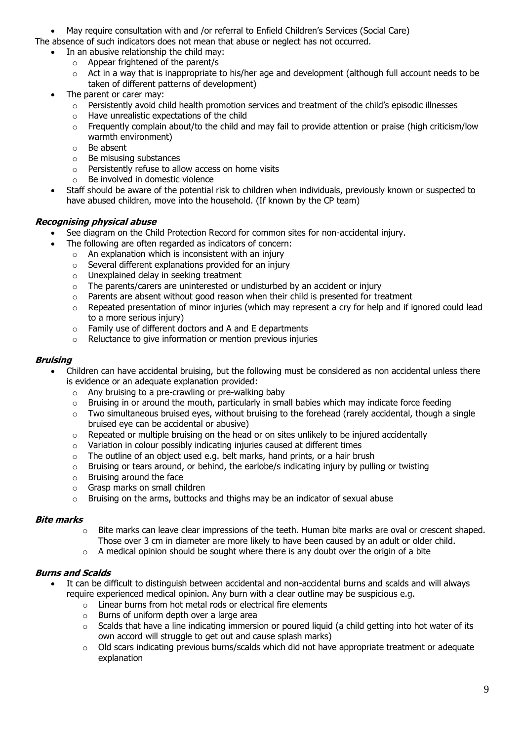- May require consultation with and /or referral to Enfield Children's Services (Social Care)

The absence of such indicators does not mean that abuse or neglect has not occurred.

- In an abusive relationship the child may:
  - Appear frightened of the parent/s
  - Act in a way that is inappropriate to his/her age and development (although full account needs to be taken of different patterns of development)
- The parent or carer may:
  - Persistently avoid child health promotion services and treatment of the child's episodic illnesses
  - Have unrealistic expectations of the child
  - Frequently complain about/to the child and may fail to provide attention or praise (high criticism/low warmth environment)
  - Be absent
  - Be misusing substances
  - Persistently refuse to allow access on home visits
  - Be involved in domestic violence
- Staff should be aware of the potential risk to children when individuals, previously known or suspected to have abused children, move into the household. (If known by the CP team)

### *Recognising physical abuse*

- See diagram on the Child Protection Record for common sites for non-accidental injury.
- The following are often regarded as indicators of concern:
  - An explanation which is inconsistent with an injury
  - Several different explanations provided for an injury
  - Unexplained delay in seeking treatment
  - The parents/carers are uninterested or undisturbed by an accident or injury
  - Parents are absent without good reason when their child is presented for treatment
  - Repeated presentation of minor injuries (which may represent a cry for help and if ignored could lead to a more serious injury)
  - Family use of different doctors and A and E departments
  - Reluctance to give information or mention previous injuries

### *Bruising*

- Children can have accidental bruising, but the following must be considered as non accidental unless there is evidence or an adequate explanation provided:
  - Any bruising to a pre-crawling or pre-walking baby
  - Bruising in or around the mouth, particularly in small babies which may indicate force feeding
  - Two simultaneous bruised eyes, without bruising to the forehead (rarely accidental, though a single bruised eye can be accidental or abusive)
  - Repeated or multiple bruising on the head or on sites unlikely to be injured accidentally
  - Variation in colour possibly indicating injuries caused at different times
  - The outline of an object used e.g. belt marks, hand prints, or a hair brush
  - Bruising or tears around, or behind, the earlobe/s indicating injury by pulling or twisting
  - Bruising around the face
  - Grasp marks on small children
  - Bruising on the arms, buttocks and thighs may be an indicator of sexual abuse

### *Bite marks*

- Bite marks can leave clear impressions of the teeth. Human bite marks are oval or crescent shaped. Those over 3 cm in diameter are more likely to have been caused by an adult or older child.
- A medical opinion should be sought where there is any doubt over the origin of a bite

### *Burns and Scalds*

- It can be difficult to distinguish between accidental and non-accidental burns and scalds and will always require experienced medical opinion. Any burn with a clear outline may be suspicious e.g.
  - Linear burns from hot metal rods or electrical fire elements
  - Burns of uniform depth over a large area
  - Scalds that have a line indicating immersion or poured liquid (a child getting into hot water of its own accord will struggle to get out and cause splash marks)
  - Old scars indicating previous burns/scalds which did not have appropriate treatment or adequate explanation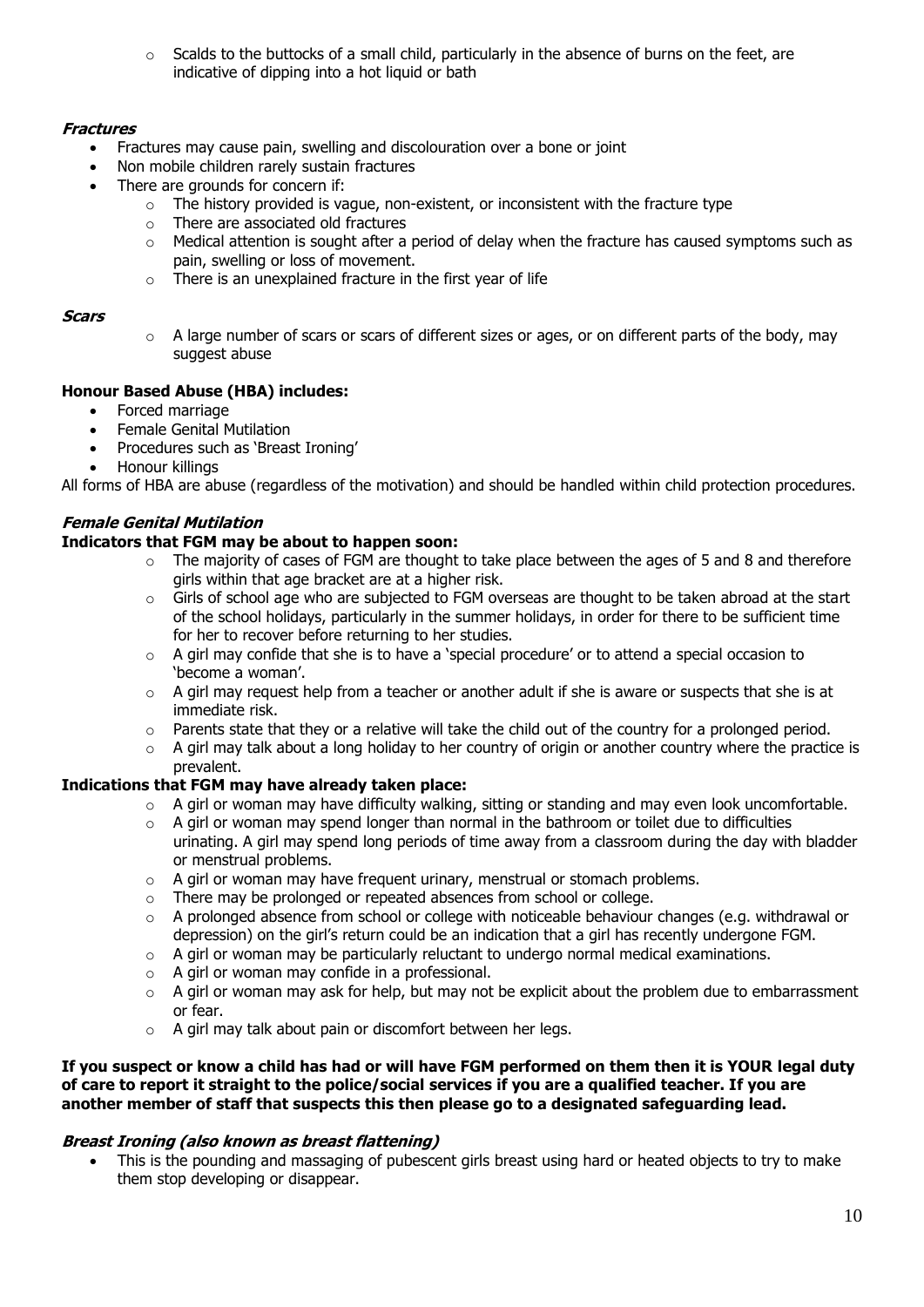- Scalds to the buttocks of a small child, particularly in the absence of burns on the feet, are indicative of dipping into a hot liquid or bath

***Fractures***

- Fractures may cause pain, swelling and discolouration over a bone or joint
- Non mobile children rarely sustain fractures
- There are grounds for concern if:
  - The history provided is vague, non-existent, or inconsistent with the fracture type
  - There are associated old fractures
  - Medical attention is sought after a period of delay when the fracture has caused symptoms such as pain, swelling or loss of movement.
  - There is an unexplained fracture in the first year of life

***Scars***

- A large number of scars or scars of different sizes or ages, or on different parts of the body, may suggest abuse

**Honour Based Abuse (HBA) includes:**

- Forced marriage
- Female Genital Mutilation
- Procedures such as 'Breast Ironing'
- Honour killings

All forms of HBA are abuse (regardless of the motivation) and should be handled within child protection procedures.

***Female Genital Mutilation***

**Indicators that FGM may be about to happen soon:**

- The majority of cases of FGM are thought to take place between the ages of 5 and 8 and therefore girls within that age bracket are at a higher risk.
- Girls of school age who are subjected to FGM overseas are thought to be taken abroad at the start of the school holidays, particularly in the summer holidays, in order for there to be sufficient time for her to recover before returning to her studies.
- A girl may confide that she is to have a 'special procedure' or to attend a special occasion to 'become a woman'.
- A girl may request help from a teacher or another adult if she is aware or suspects that she is at immediate risk.
- Parents state that they or a relative will take the child out of the country for a prolonged period.
- A girl may talk about a long holiday to her country of origin or another country where the practice is prevalent.

**Indications that FGM may have already taken place:**

- A girl or woman may have difficulty walking, sitting or standing and may even look uncomfortable.
- A girl or woman may spend longer than normal in the bathroom or toilet due to difficulties urinating. A girl may spend long periods of time away from a classroom during the day with bladder or menstrual problems.
- A girl or woman may have frequent urinary, menstrual or stomach problems.
- There may be prolonged or repeated absences from school or college.
- A prolonged absence from school or college with noticeable behaviour changes (e.g. withdrawal or depression) on the girl's return could be an indication that a girl has recently undergone FGM.
- A girl or woman may be particularly reluctant to undergo normal medical examinations.
- A girl or woman may confide in a professional.
- A girl or woman may ask for help, but may not be explicit about the problem due to embarrassment or fear.
- A girl may talk about pain or discomfort between her legs.

**If you suspect or know a child has had or will have FGM performed on them then it is YOUR legal duty of care to report it straight to the police/social services if you are a qualified teacher. If you are another member of staff that suspects this then please go to a designated safeguarding lead.**

***Breast Ironing (also known as breast flattening)***

- This is the pounding and massaging of pubescent girls breast using hard or heated objects to try to make them stop developing or disappear.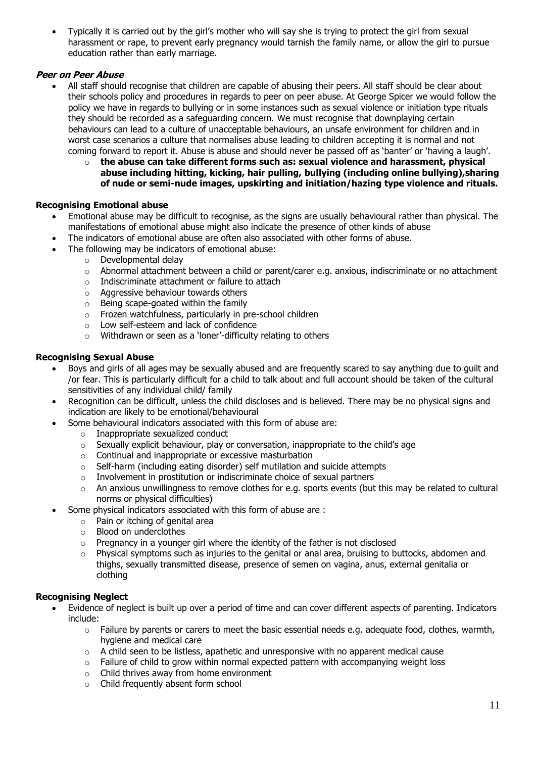- Typically it is carried out by the girl's mother who will say she is trying to protect the girl from sexual harassment or rape, to prevent early pregnancy would tarnish the family name, or allow the girl to pursue education rather than early marriage.

***Peer on Peer Abuse***

- All staff should recognise that children are capable of abusing their peers. All staff should be clear about their schools policy and procedures in regards to peer on peer abuse. At George Spicer we would follow the policy we have in regards to bullying or in some instances such as sexual violence or initiation type rituals they should be recorded as a safeguarding concern. We must recognise that downplaying certain behaviours can lead to a culture of unacceptable behaviours, an unsafe environment for children and in worst case scenarios a culture that normalises abuse leading to children accepting it is normal and not coming forward to report it. Abuse is abuse and should never be passed off as 'banter' or 'having a laugh'.
    - **the abuse can take different forms such as: sexual violence and harassment, physical abuse including hitting, kicking, hair pulling, bullying (including online bullying),sharing of nude or semi-nude images, upskirting and initiation/hazing type violence and rituals.**

**Recognising Emotional abuse**

- Emotional abuse may be difficult to recognise, as the signs are usually behavioural rather than physical. The manifestations of emotional abuse might also indicate the presence of other kinds of abuse
- The indicators of emotional abuse are often also associated with other forms of abuse.
- The following may be indicators of emotional abuse:
    - Developmental delay
    - Abnormal attachment between a child or parent/carer e.g. anxious, indiscriminate or no attachment
    - Indiscriminate attachment or failure to attach
    - Aggressive behaviour towards others
    - Being scape-goated within the family
    - Frozen watchfulness, particularly in pre-school children
    - Low self-esteem and lack of confidence
    - Withdrawn or seen as a 'loner'-difficulty relating to others

**Recognising Sexual Abuse**

- Boys and girls of all ages may be sexually abused and are frequently scared to say anything due to guilt and /or fear. This is particularly difficult for a child to talk about and full account should be taken of the cultural sensitivities of any individual child/ family
- Recognition can be difficult, unless the child discloses and is believed. There may be no physical signs and indication are likely to be emotional/behavioural
- Some behavioural indicators associated with this form of abuse are:
    - Inappropriate sexualized conduct
    - Sexually explicit behaviour, play or conversation, inappropriate to the child's age
    - Continual and inappropriate or excessive masturbation
    - Self-harm (including eating disorder) self mutilation and suicide attempts
    - Involvement in prostitution or indiscriminate choice of sexual partners
    - An anxious unwillingness to remove clothes for e.g. sports events (but this may be related to cultural norms or physical difficulties)
- Some physical indicators associated with this form of abuse are :
    - Pain or itching of genital area
    - Blood on underclothes
    - Pregnancy in a younger girl where the identity of the father is not disclosed
    - Physical symptoms such as injuries to the genital or anal area, bruising to buttocks, abdomen and thighs, sexually transmitted disease, presence of semen on vagina, anus, external genitalia or clothing

**Recognising Neglect**

- Evidence of neglect is built up over a period of time and can cover different aspects of parenting. Indicators include:
    - Failure by parents or carers to meet the basic essential needs e.g. adequate food, clothes, warmth, hygiene and medical care
    - A child seen to be listless, apathetic and unresponsive with no apparent medical cause
    - Failure of child to grow within normal expected pattern with accompanying weight loss
    - Child thrives away from home environment
    - Child frequently absent form school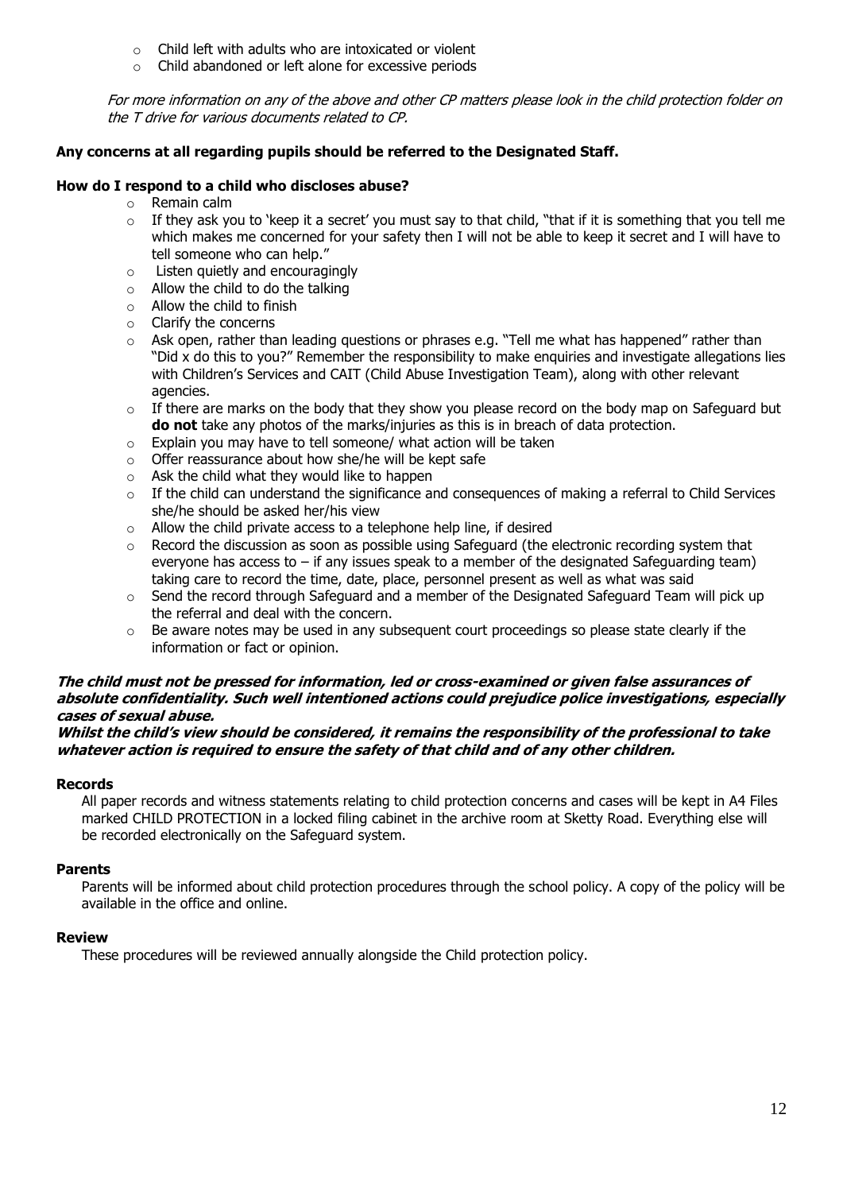- Child left with adults who are intoxicated or violent
- Child abandoned or left alone for excessive periods

*For more information on any of the above and other CP matters please look in the child protection folder on the T drive for various documents related to CP.*

**Any concerns at all regarding pupils should be referred to the Designated Staff.**

**How do I respond to a child who discloses abuse?**

- Remain calm
- If they ask you to 'keep it a secret' you must say to that child, "that if it is something that you tell me which makes me concerned for your safety then I will not be able to keep it secret and I will have to tell someone who can help."
- Listen quietly and encouragingly
- Allow the child to do the talking
- Allow the child to finish
- Clarify the concerns
- Ask open, rather than leading questions or phrases e.g. "Tell me what has happened" rather than "Did x do this to you?" Remember the responsibility to make enquiries and investigate allegations lies with Children's Services and CAIT (Child Abuse Investigation Team), along with other relevant agencies.
- If there are marks on the body that they show you please record on the body map on Safeguard but **do not** take any photos of the marks/injuries as this is in breach of data protection.
- Explain you may have to tell someone/ what action will be taken
- Offer reassurance about how she/he will be kept safe
- Ask the child what they would like to happen
- If the child can understand the significance and consequences of making a referral to Child Services she/he should be asked her/his view
- Allow the child private access to a telephone help line, if desired
- Record the discussion as soon as possible using Safeguard (the electronic recording system that everyone has access to – if any issues speak to a member of the designated Safeguarding team) taking care to record the time, date, place, personnel present as well as what was said
- Send the record through Safeguard and a member of the Designated Safeguard Team will pick up the referral and deal with the concern.
- Be aware notes may be used in any subsequent court proceedings so please state clearly if the information or fact or opinion.

***The child must not be pressed for information, led or cross-examined or given false assurances of absolute confidentiality. Such well intentioned actions could prejudice police investigations, especially cases of sexual abuse.***

***Whilst the child's view should be considered, it remains the responsibility of the professional to take whatever action is required to ensure the safety of that child and of any other children.***

**Records**

All paper records and witness statements relating to child protection concerns and cases will be kept in A4 Files marked CHILD PROTECTION in a locked filing cabinet in the archive room at Sketty Road. Everything else will be recorded electronically on the Safeguard system.

**Parents**

Parents will be informed about child protection procedures through the school policy. A copy of the policy will be available in the office and online.

**Review**

These procedures will be reviewed annually alongside the Child protection policy.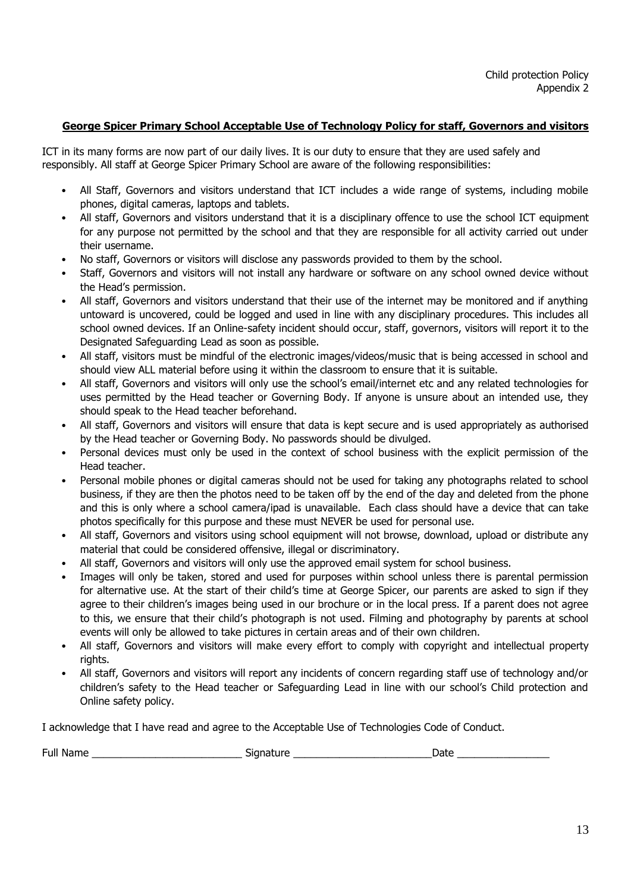Child protection Policy
Appendix 2

## George Spicer Primary School Acceptable Use of Technology Policy for staff, Governors and visitors

ICT in its many forms are now part of our daily lives. It is our duty to ensure that they are used safely and responsibly. All staff at George Spicer Primary School are aware of the following responsibilities:

- All Staff, Governors and visitors understand that ICT includes a wide range of systems, including mobile phones, digital cameras, laptops and tablets.
- All staff, Governors and visitors understand that it is a disciplinary offence to use the school ICT equipment for any purpose not permitted by the school and that they are responsible for all activity carried out under their username.
- No staff, Governors or visitors will disclose any passwords provided to them by the school.
- Staff, Governors and visitors will not install any hardware or software on any school owned device without the Head's permission.
- All staff, Governors and visitors understand that their use of the internet may be monitored and if anything untoward is uncovered, could be logged and used in line with any disciplinary procedures. This includes all school owned devices. If an Online-safety incident should occur, staff, governors, visitors will report it to the Designated Safeguarding Lead as soon as possible.
- All staff, visitors must be mindful of the electronic images/videos/music that is being accessed in school and should view ALL material before using it within the classroom to ensure that it is suitable.
- All staff, Governors and visitors will only use the school's email/internet etc and any related technologies for uses permitted by the Head teacher or Governing Body. If anyone is unsure about an intended use, they should speak to the Head teacher beforehand.
- All staff, Governors and visitors will ensure that data is kept secure and is used appropriately as authorised by the Head teacher or Governing Body. No passwords should be divulged.
- Personal devices must only be used in the context of school business with the explicit permission of the Head teacher.
- Personal mobile phones or digital cameras should not be used for taking any photographs related to school business, if they are then the photos need to be taken off by the end of the day and deleted from the phone and this is only where a school camera/ipad is unavailable. Each class should have a device that can take photos specifically for this purpose and these must NEVER be used for personal use.
- All staff, Governors and visitors using school equipment will not browse, download, upload or distribute any material that could be considered offensive, illegal or discriminatory.
- All staff, Governors and visitors will only use the approved email system for school business.
- Images will only be taken, stored and used for purposes within school unless there is parental permission for alternative use. At the start of their child's time at George Spicer, our parents are asked to sign if they agree to their children's images being used in our brochure or in the local press. If a parent does not agree to this, we ensure that their child's photograph is not used. Filming and photography by parents at school events will only be allowed to take pictures in certain areas and of their own children.
- All staff, Governors and visitors will make every effort to comply with copyright and intellectual property rights.
- All staff, Governors and visitors will report any incidents of concern regarding staff use of technology and/or children's safety to the Head teacher or Safeguarding Lead in line with our school's Child protection and Online safety policy.

I acknowledge that I have read and agree to the Acceptable Use of Technologies Code of Conduct.

Full Name _________________________ Signature ________________________Date ________________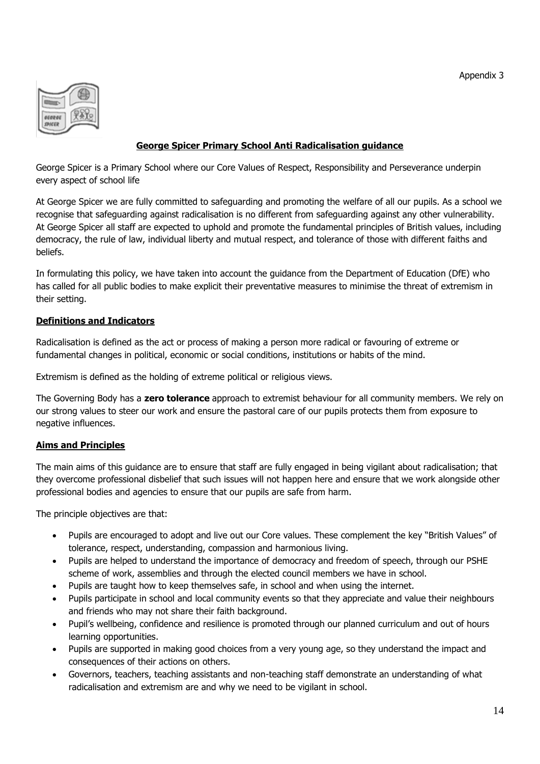Appendix 3

## George Spicer Primary School Anti Radicalisation guidance

George Spicer is a Primary School where our Core Values of Respect, Responsibility and Perseverance underpin every aspect of school life

At George Spicer we are fully committed to safeguarding and promoting the welfare of all our pupils. As a school we recognise that safeguarding against radicalisation is no different from safeguarding against any other vulnerability. At George Spicer all staff are expected to uphold and promote the fundamental principles of British values, including democracy, the rule of law, individual liberty and mutual respect, and tolerance of those with different faiths and beliefs.

In formulating this policy, we have taken into account the guidance from the Department of Education (DfE) who has called for all public bodies to make explicit their preventative measures to minimise the threat of extremism in their setting.

### Definitions and Indicators

Radicalisation is defined as the act or process of making a person more radical or favouring of extreme or fundamental changes in political, economic or social conditions, institutions or habits of the mind.

Extremism is defined as the holding of extreme political or religious views.

The Governing Body has a **zero tolerance** approach to extremist behaviour for all community members. We rely on our strong values to steer our work and ensure the pastoral care of our pupils protects them from exposure to negative influences.

### Aims and Principles

The main aims of this guidance are to ensure that staff are fully engaged in being vigilant about radicalisation; that they overcome professional disbelief that such issues will not happen here and ensure that we work alongside other professional bodies and agencies to ensure that our pupils are safe from harm.

The principle objectives are that:

- Pupils are encouraged to adopt and live out our Core values. These complement the key "British Values" of tolerance, respect, understanding, compassion and harmonious living.
- Pupils are helped to understand the importance of democracy and freedom of speech, through our PSHE scheme of work, assemblies and through the elected council members we have in school.
- Pupils are taught how to keep themselves safe, in school and when using the internet.
- Pupils participate in school and local community events so that they appreciate and value their neighbours and friends who may not share their faith background.
- Pupil's wellbeing, confidence and resilience is promoted through our planned curriculum and out of hours learning opportunities.
- Pupils are supported in making good choices from a very young age, so they understand the impact and consequences of their actions on others.
- Governors, teachers, teaching assistants and non-teaching staff demonstrate an understanding of what radicalisation and extremism are and why we need to be vigilant in school.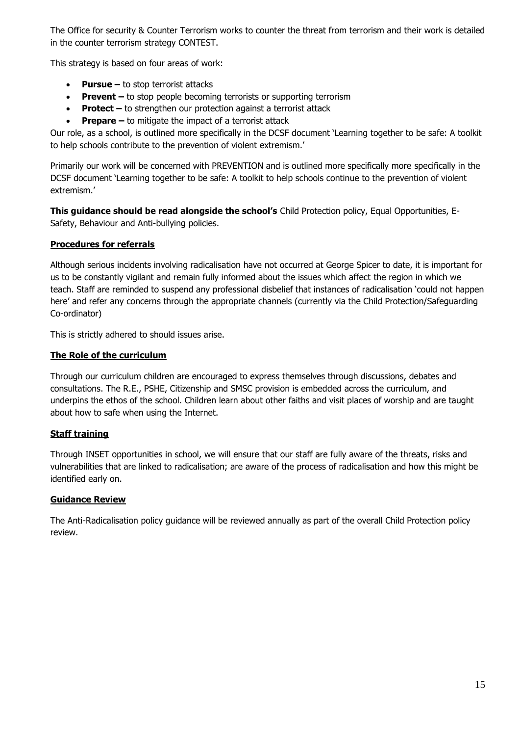The Office for security & Counter Terrorism works to counter the threat from terrorism and their work is detailed in the counter terrorism strategy CONTEST.

This strategy is based on four areas of work:

- **Pursue –** to stop terrorist attacks
- **Prevent –** to stop people becoming terrorists or supporting terrorism
- **Protect –** to strengthen our protection against a terrorist attack
- **Prepare –** to mitigate the impact of a terrorist attack

Our role, as a school, is outlined more specifically in the DCSF document 'Learning together to be safe: A toolkit to help schools contribute to the prevention of violent extremism.'

Primarily our work will be concerned with PREVENTION and is outlined more specifically more specifically in the DCSF document 'Learning together to be safe: A toolkit to help schools continue to the prevention of violent extremism.'

**This guidance should be read alongside the school's** Child Protection policy, Equal Opportunities, E-Safety, Behaviour and Anti-bullying policies.

**Procedures for referrals**

Although serious incidents involving radicalisation have not occurred at George Spicer to date, it is important for us to be constantly vigilant and remain fully informed about the issues which affect the region in which we teach. Staff are reminded to suspend any professional disbelief that instances of radicalisation 'could not happen here' and refer any concerns through the appropriate channels (currently via the Child Protection/Safeguarding Co-ordinator)

This is strictly adhered to should issues arise.

**The Role of the curriculum**

Through our curriculum children are encouraged to express themselves through discussions, debates and consultations. The R.E., PSHE, Citizenship and SMSC provision is embedded across the curriculum, and underpins the ethos of the school. Children learn about other faiths and visit places of worship and are taught about how to safe when using the Internet.

**Staff training**

Through INSET opportunities in school, we will ensure that our staff are fully aware of the threats, risks and vulnerabilities that are linked to radicalisation; are aware of the process of radicalisation and how this might be identified early on.

**Guidance Review**

The Anti-Radicalisation policy guidance will be reviewed annually as part of the overall Child Protection policy review.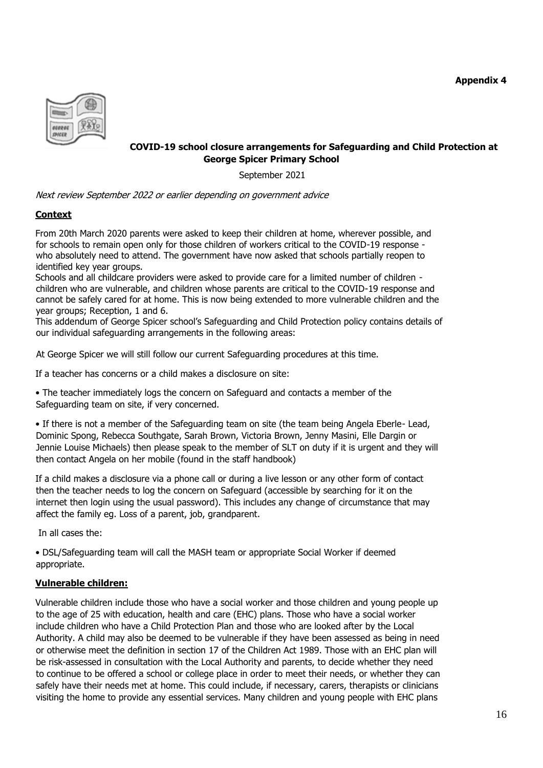**Appendix 4**

**COVID-19 school closure arrangements for Safeguarding and Child Protection at George Spicer Primary School**

September 2021

*Next review September 2022 or earlier depending on government advice*

## **Context**

From 20th March 2020 parents were asked to keep their children at home, wherever possible, and for schools to remain open only for those children of workers critical to the COVID-19 response - who absolutely need to attend. The government have now asked that schools partially reopen to identified key year groups.

Schools and all childcare providers were asked to provide care for a limited number of children - children who are vulnerable, and children whose parents are critical to the COVID-19 response and cannot be safely cared for at home. This is now being extended to more vulnerable children and the year groups; Reception, 1 and 6.

This addendum of George Spicer school's Safeguarding and Child Protection policy contains details of our individual safeguarding arrangements in the following areas:

At George Spicer we will still follow our current Safeguarding procedures at this time.

If a teacher has concerns or a child makes a disclosure on site:

- The teacher immediately logs the concern on Safeguard and contacts a member of the Safeguarding team on site, if very concerned.

- If there is not a member of the Safeguarding team on site (the team being Angela Eberle- Lead, Dominic Spong, Rebecca Southgate, Sarah Brown, Victoria Brown, Jenny Masini, Elle Dargin or Jennie Louise Michaels) then please speak to the member of SLT on duty if it is urgent and they will then contact Angela on her mobile (found in the staff handbook)

If a child makes a disclosure via a phone call or during a live lesson or any other form of contact then the teacher needs to log the concern on Safeguard (accessible by searching for it on the internet then login using the usual password). This includes any change of circumstance that may affect the family eg. Loss of a parent, job, grandparent.

In all cases the:

- DSL/Safeguarding team will call the MASH team or appropriate Social Worker if deemed appropriate.

## **Vulnerable children:**

Vulnerable children include those who have a social worker and those children and young people up to the age of 25 with education, health and care (EHC) plans. Those who have a social worker include children who have a Child Protection Plan and those who are looked after by the Local Authority. A child may also be deemed to be vulnerable if they have been assessed as being in need or otherwise meet the definition in section 17 of the Children Act 1989. Those with an EHC plan will be risk-assessed in consultation with the Local Authority and parents, to decide whether they need to continue to be offered a school or college place in order to meet their needs, or whether they can safely have their needs met at home. This could include, if necessary, carers, therapists or clinicians visiting the home to provide any essential services. Many children and young people with EHC plans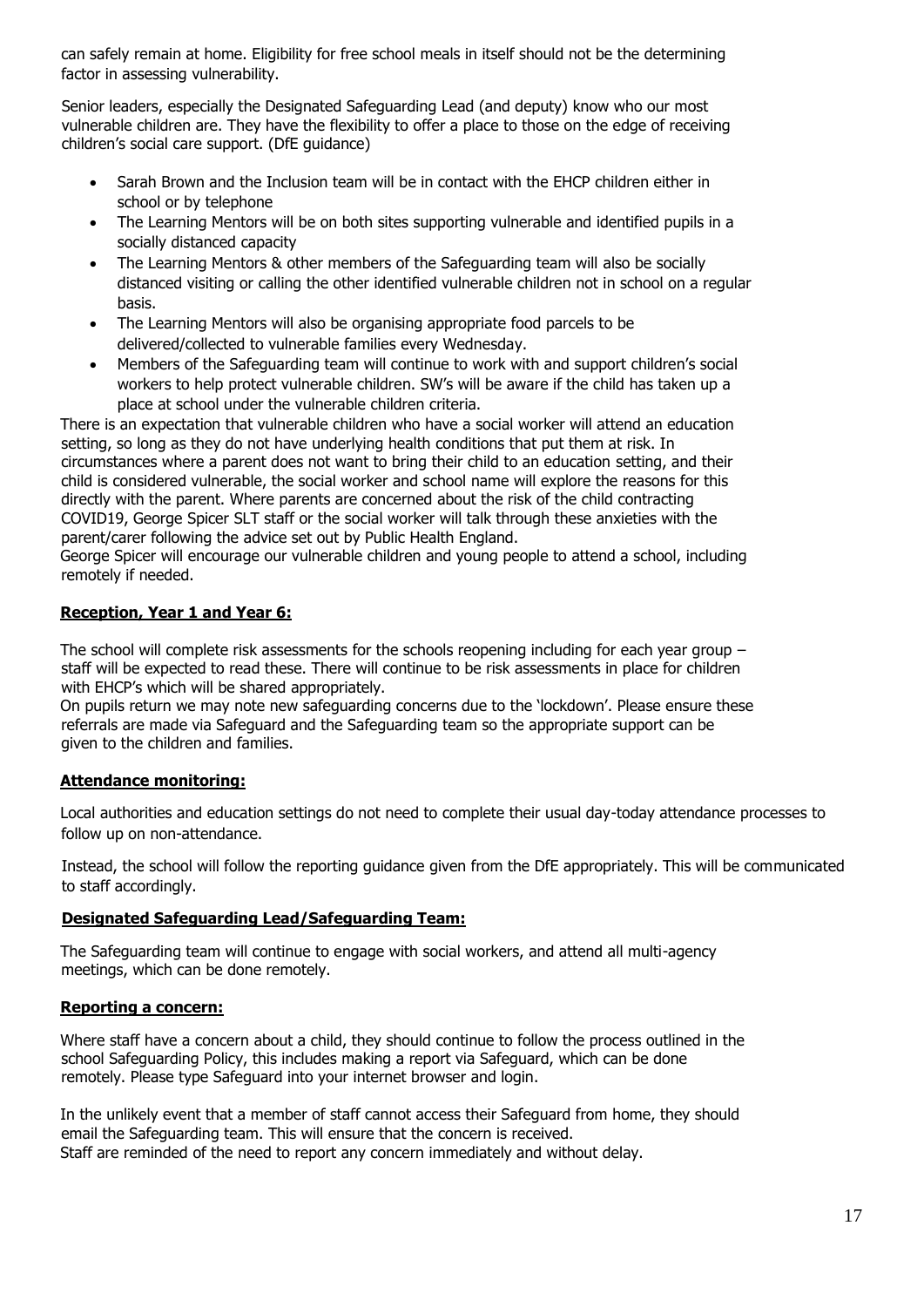can safely remain at home. Eligibility for free school meals in itself should not be the determining factor in assessing vulnerability.

Senior leaders, especially the Designated Safeguarding Lead (and deputy) know who our most vulnerable children are. They have the flexibility to offer a place to those on the edge of receiving children's social care support. (DfE guidance)

- Sarah Brown and the Inclusion team will be in contact with the EHCP children either in school or by telephone
- The Learning Mentors will be on both sites supporting vulnerable and identified pupils in a socially distanced capacity
- The Learning Mentors & other members of the Safeguarding team will also be socially distanced visiting or calling the other identified vulnerable children not in school on a regular basis.
- The Learning Mentors will also be organising appropriate food parcels to be delivered/collected to vulnerable families every Wednesday.
- Members of the Safeguarding team will continue to work with and support children's social workers to help protect vulnerable children. SW's will be aware if the child has taken up a place at school under the vulnerable children criteria.

There is an expectation that vulnerable children who have a social worker will attend an education setting, so long as they do not have underlying health conditions that put them at risk. In circumstances where a parent does not want to bring their child to an education setting, and their child is considered vulnerable, the social worker and school name will explore the reasons for this directly with the parent. Where parents are concerned about the risk of the child contracting COVID19, George Spicer SLT staff or the social worker will talk through these anxieties with the parent/carer following the advice set out by Public Health England.

George Spicer will encourage our vulnerable children and young people to attend a school, including remotely if needed.

**Reception, Year 1 and Year 6:**

The school will complete risk assessments for the schools reopening including for each year group – staff will be expected to read these. There will continue to be risk assessments in place for children with EHCP's which will be shared appropriately.

On pupils return we may note new safeguarding concerns due to the 'lockdown'. Please ensure these referrals are made via Safeguard and the Safeguarding team so the appropriate support can be given to the children and families.

**Attendance monitoring:**

Local authorities and education settings do not need to complete their usual day-today attendance processes to follow up on non-attendance.

Instead, the school will follow the reporting guidance given from the DfE appropriately. This will be communicated to staff accordingly.

**Designated Safeguarding Lead/Safeguarding Team:**

The Safeguarding team will continue to engage with social workers, and attend all multi-agency meetings, which can be done remotely.

**Reporting a concern:**

Where staff have a concern about a child, they should continue to follow the process outlined in the school Safeguarding Policy, this includes making a report via Safeguard, which can be done remotely. Please type Safeguard into your internet browser and login.

In the unlikely event that a member of staff cannot access their Safeguard from home, they should email the Safeguarding team. This will ensure that the concern is received.

Staff are reminded of the need to report any concern immediately and without delay.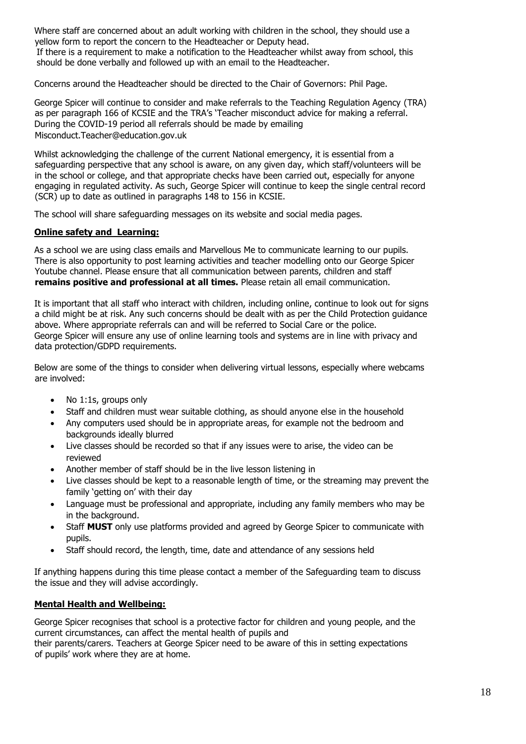Where staff are concerned about an adult working with children in the school, they should use a yellow form to report the concern to the Headteacher or Deputy head.
If there is a requirement to make a notification to the Headteacher whilst away from school, this should be done verbally and followed up with an email to the Headteacher.

Concerns around the Headteacher should be directed to the Chair of Governors: Phil Page.

George Spicer will continue to consider and make referrals to the Teaching Regulation Agency (TRA) as per paragraph 166 of KCSIE and the TRA's 'Teacher misconduct advice for making a referral. During the COVID-19 period all referrals should be made by emailing Misconduct.Teacher@education.gov.uk

Whilst acknowledging the challenge of the current National emergency, it is essential from a safeguarding perspective that any school is aware, on any given day, which staff/volunteers will be in the school or college, and that appropriate checks have been carried out, especially for anyone engaging in regulated activity. As such, George Spicer will continue to keep the single central record (SCR) up to date as outlined in paragraphs 148 to 156 in KCSIE.

The school will share safeguarding messages on its website and social media pages.

**Online safety and Learning:**

As a school we are using class emails and Marvellous Me to communicate learning to our pupils. There is also opportunity to post learning activities and teacher modelling onto our George Spicer Youtube channel. Please ensure that all communication between parents, children and staff **remains positive and professional at all times.** Please retain all email communication.

It is important that all staff who interact with children, including online, continue to look out for signs a child might be at risk. Any such concerns should be dealt with as per the Child Protection guidance above. Where appropriate referrals can and will be referred to Social Care or the police.
George Spicer will ensure any use of online learning tools and systems are in line with privacy and data protection/GDPD requirements.

Below are some of the things to consider when delivering virtual lessons, especially where webcams are involved:

- No 1:1s, groups only
- Staff and children must wear suitable clothing, as should anyone else in the household
- Any computers used should be in appropriate areas, for example not the bedroom and backgrounds ideally blurred
- Live classes should be recorded so that if any issues were to arise, the video can be reviewed
- Another member of staff should be in the live lesson listening in
- Live classes should be kept to a reasonable length of time, or the streaming may prevent the family 'getting on' with their day
- Language must be professional and appropriate, including any family members who may be in the background.
- Staff **MUST** only use platforms provided and agreed by George Spicer to communicate with pupils.
- Staff should record, the length, time, date and attendance of any sessions held

If anything happens during this time please contact a member of the Safeguarding team to discuss the issue and they will advise accordingly.

**Mental Health and Wellbeing:**

George Spicer recognises that school is a protective factor for children and young people, and the current circumstances, can affect the mental health of pupils and their parents/carers. Teachers at George Spicer need to be aware of this in setting expectations of pupils' work where they are at home.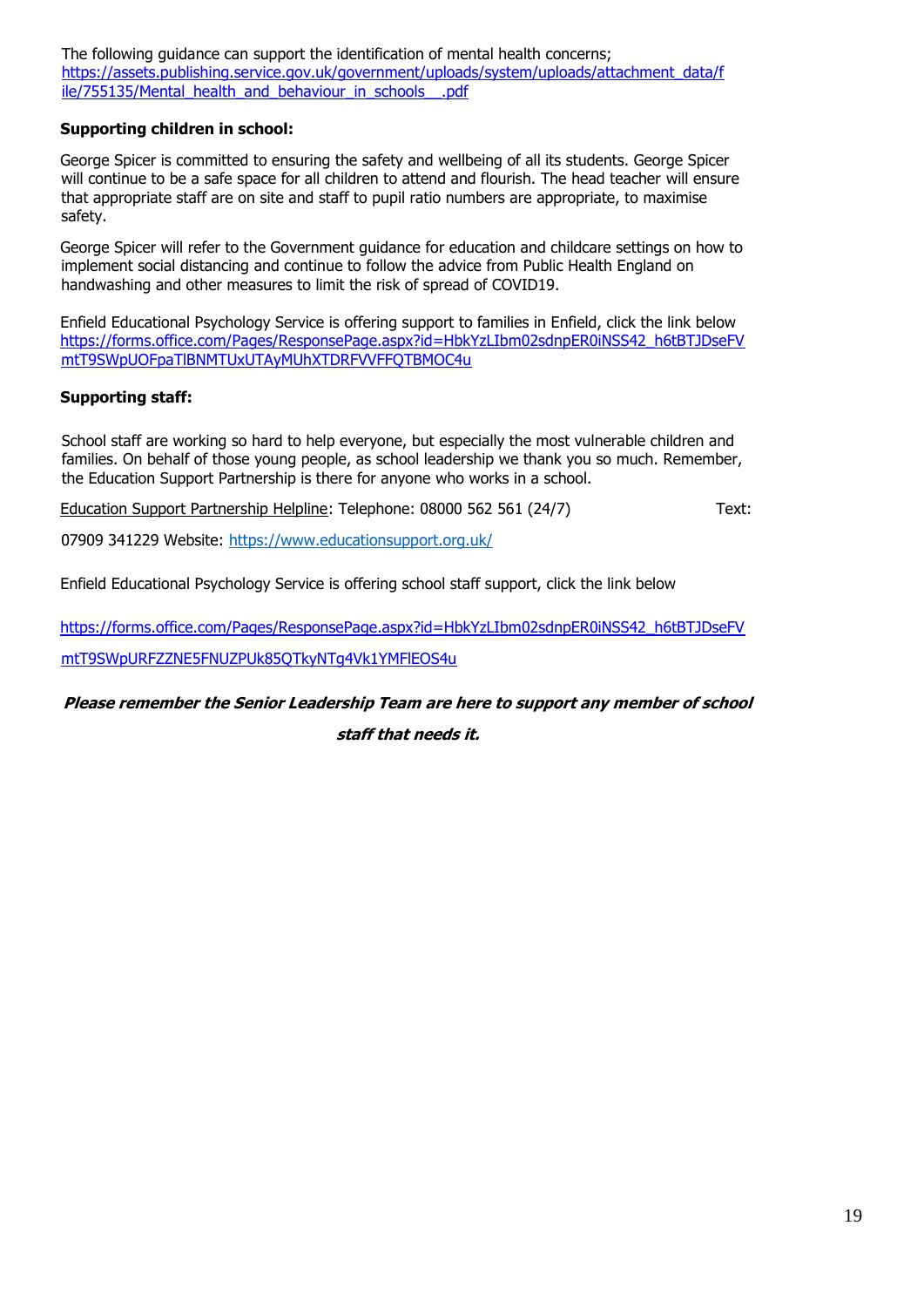The following guidance can support the identification of mental health concerns; https://assets.publishing.service.gov.uk/government/uploads/system/uploads/attachment_data/file/755135/Mental_health_and_behaviour_in_schools__.pdf

**Supporting children in school:**

George Spicer is committed to ensuring the safety and wellbeing of all its students. George Spicer will continue to be a safe space for all children to attend and flourish. The head teacher will ensure that appropriate staff are on site and staff to pupil ratio numbers are appropriate, to maximise safety.

George Spicer will refer to the Government guidance for education and childcare settings on how to implement social distancing and continue to follow the advice from Public Health England on handwashing and other measures to limit the risk of spread of COVID19.

Enfield Educational Psychology Service is offering support to families in Enfield, click the link below https://forms.office.com/Pages/ResponsePage.aspx?id=HbkYzLIbm02sdnpER0iNSS42_h6tBTJDseFVmtT9SWpUOFpaTlBNMTUxUTAyMUhXTDRFVVFFQTBMOC4u

**Supporting staff:**

School staff are working so hard to help everyone, but especially the most vulnerable children and families. On behalf of those young people, as school leadership we thank you so much. Remember, the Education Support Partnership is there for anyone who works in a school.

Education Support Partnership Helpline: Telephone: 08000 562 561 (24/7) Text: 07909 341229 Website: https://www.educationsupport.org.uk/

Enfield Educational Psychology Service is offering school staff support, click the link below

https://forms.office.com/Pages/ResponsePage.aspx?id=HbkYzLIbm02sdnpER0iNSS42_h6tBTJDseFVmtT9SWpURFZZNE5FNUZPUk85QTkyNTg4Vk1YMFlEOS4u

***Please remember the Senior Leadership Team are here to support any member of school staff that needs it.***